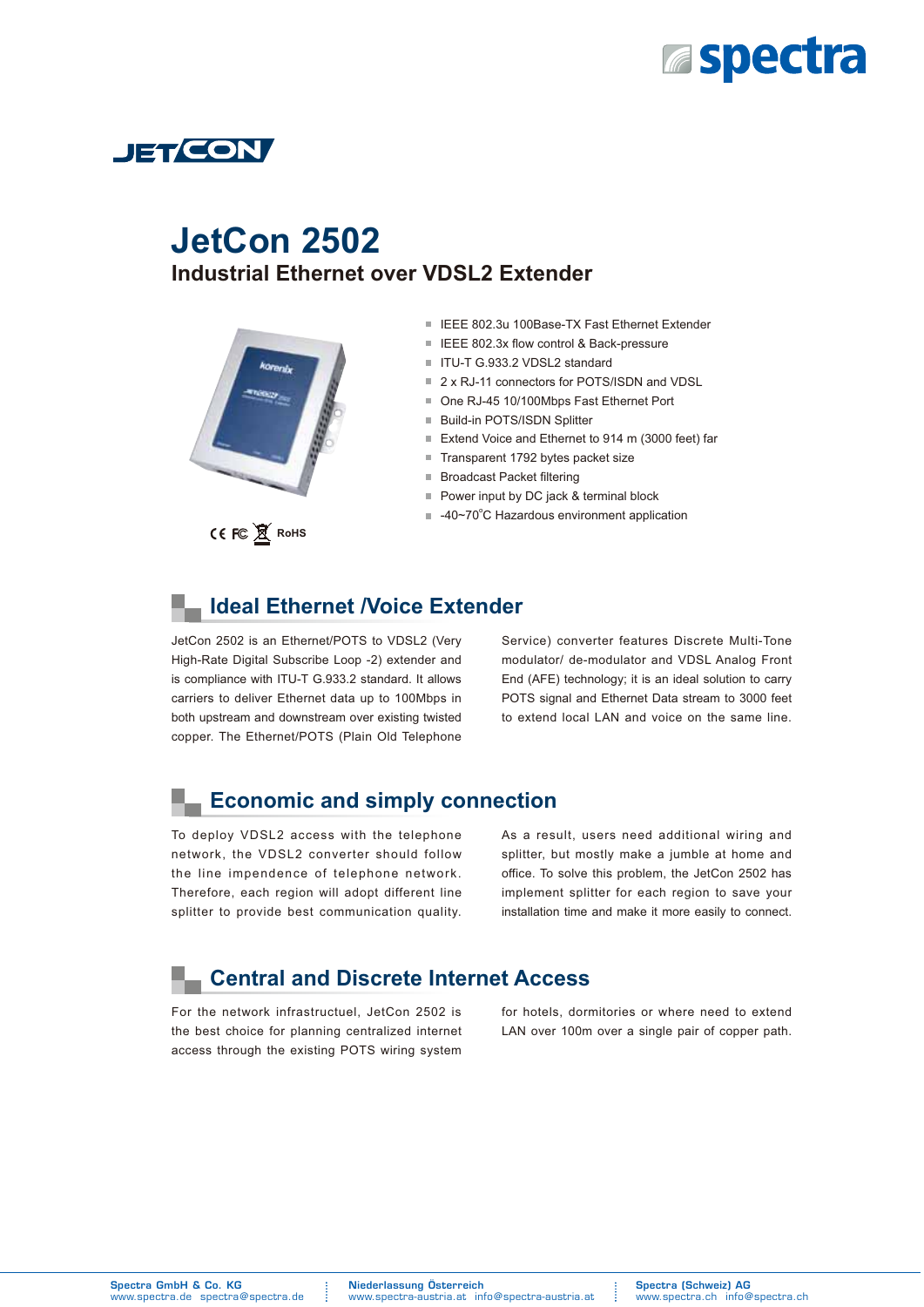# JetCon 2502

## Industrial Ethernet over VDSL2 Extender

- IEEE 802.3u 100Base-TX Fast Ethernet Extender
- IEEE 802.3x flow control & Back-pressure
- ITU-T G.933.2 VDSL2 standard
- 2 x RJ-11 connectors for POTS/ISDN and VDSL
- One RJ-45 10/100Mbps Fast Ethernet Port
- Build-in POTS/ISDN Splitter
- Extend Voice and Ethernet to 914 m (3000 feet) far
- Transparent 1792 bytes packet size
- Broadcast Packet filtering
- Power input by DC jack & terminal block
- -40~70°C Hazardous environment application

CE FC RoHS

## Ideal Ethernet /Voice Extender

JetCon 2502 is an Ethernet/POTS to VDSL2 (Very High-Rate Digital Subscribe Loop -2) extender and is compliance with ITU-T G.933.2 standard. It allows carriers to deliver Ethernet data up to 100Mbps in both upstream and downstream over existing twisted copper. The Ethernet/POTS (Plain Old Telephone Service) converter features Discrete Multi-Tone modulator/ de-modulator and VDSL Analog Front End (AFE) technology; it is an ideal solution to carry POTS signal and Ethernet Data stream to 3000 feet to extend local LAN and voice on the same line.

## Economic and simply connection

To deploy VDSL2 access with the telephone network, the VDSL2 converter should follow the line impendence of telephone network. Therefore, each region will adopt different line splitter to provide best communication quality. As a result, users need additional wiring and splitter, but mostly make a jumble at home and office. To solve this problem, the JetCon 2502 has implement splitter for each region to save your installation time and make it more easily to connect.

## Central and Discrete Internet Access

For the network infrastructuel, JetCon 2502 is the best choice for planning centralized internet access through the existing POTS wiring system for hotels, dormitories or where need to extend LAN over 100m over a single pair of copper path.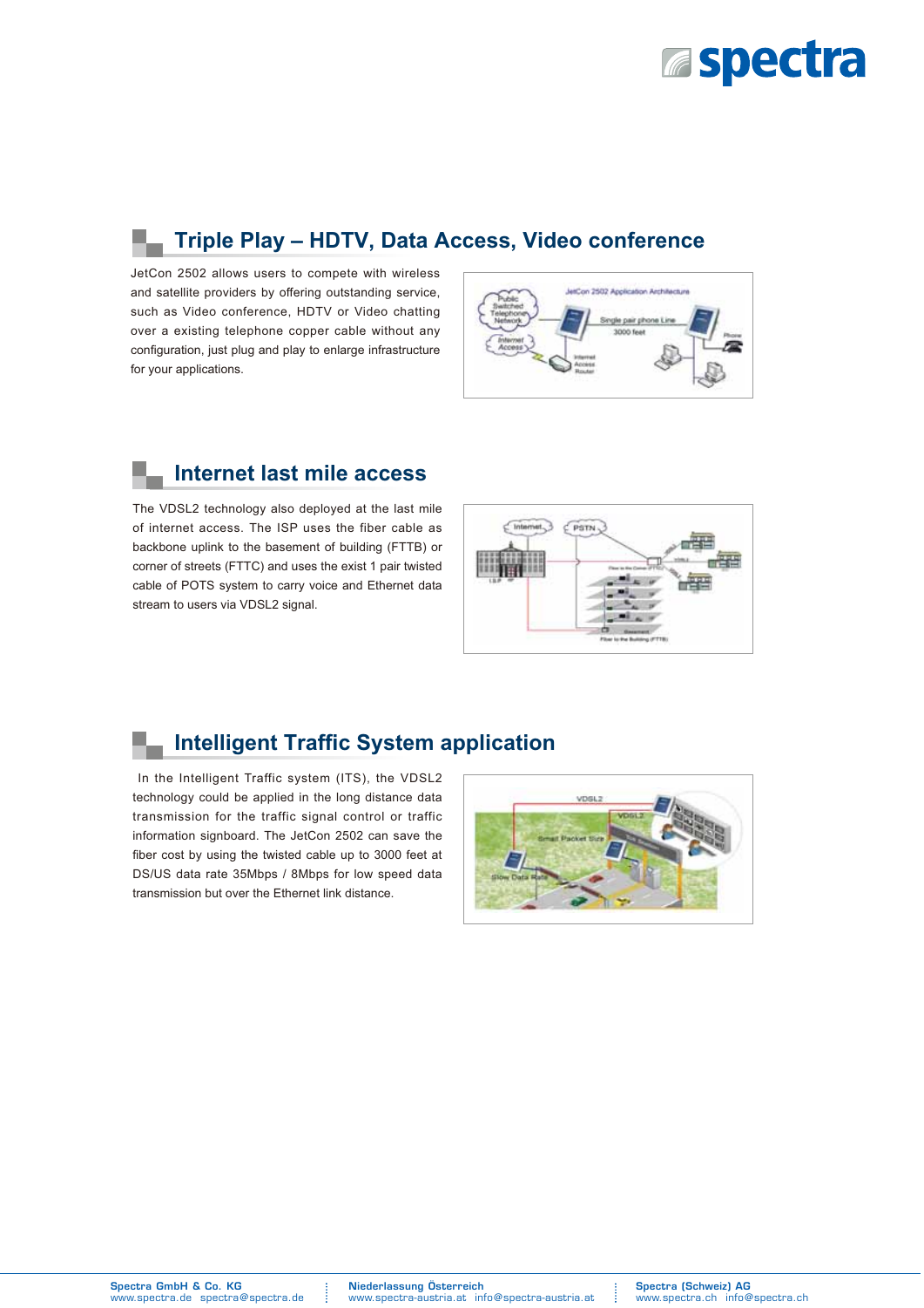## Triple Play – HDTV, Data Access, Video conference

JetCon 2502 allows users to compete with wireless and satellite providers by offering outstanding service, such as Video conference, HDTV or Video chatting over a existing telephone copper cable without any configuration, just plug and play to enlarge infrastructure for your applications.

## Internet last mile access

The VDSL2 technology also deployed at the last mile of internet access. The ISP uses the fiber cable as backbone uplink to the basement of building (FTTB) or corner of streets (FTTC) and uses the exist 1 pair twisted cable of POTS system to carry voice and Ethernet data stream to users via VDSL2 signal.

## Intelligent Traffic System application

In the Intelligent Traffic system (ITS), the VDSL2 technology could be applied in the long distance data transmission for the traffic signal control or traffic information signboard. The JetCon 2502 can save the fiber cost by using the twisted cable up to 3000 feet at DS/US data rate 35Mbps / 8Mbps for low speed data transmission but over the Ethernet link distance.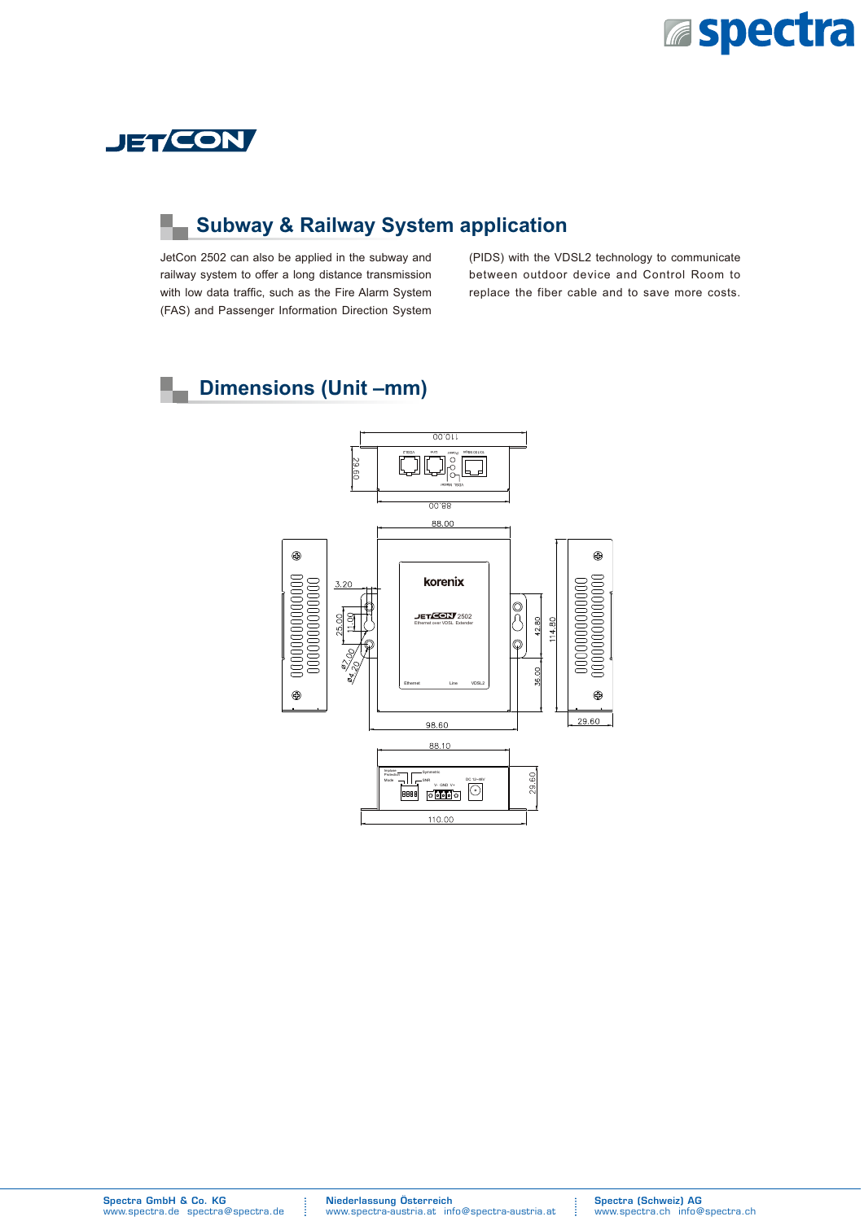## Subway & Railway System application

JetCon 2502 can also be applied in the subway and railway system to offer a long distance transmission with low data traffic, such as the Fire Alarm System (FAS) and Passenger Information Direction System (PIDS) with the VDSL2 technology to communicate between outdoor device and Control Room to replace the fiber cable and to save more costs.

## Dimensions (Unit –mm)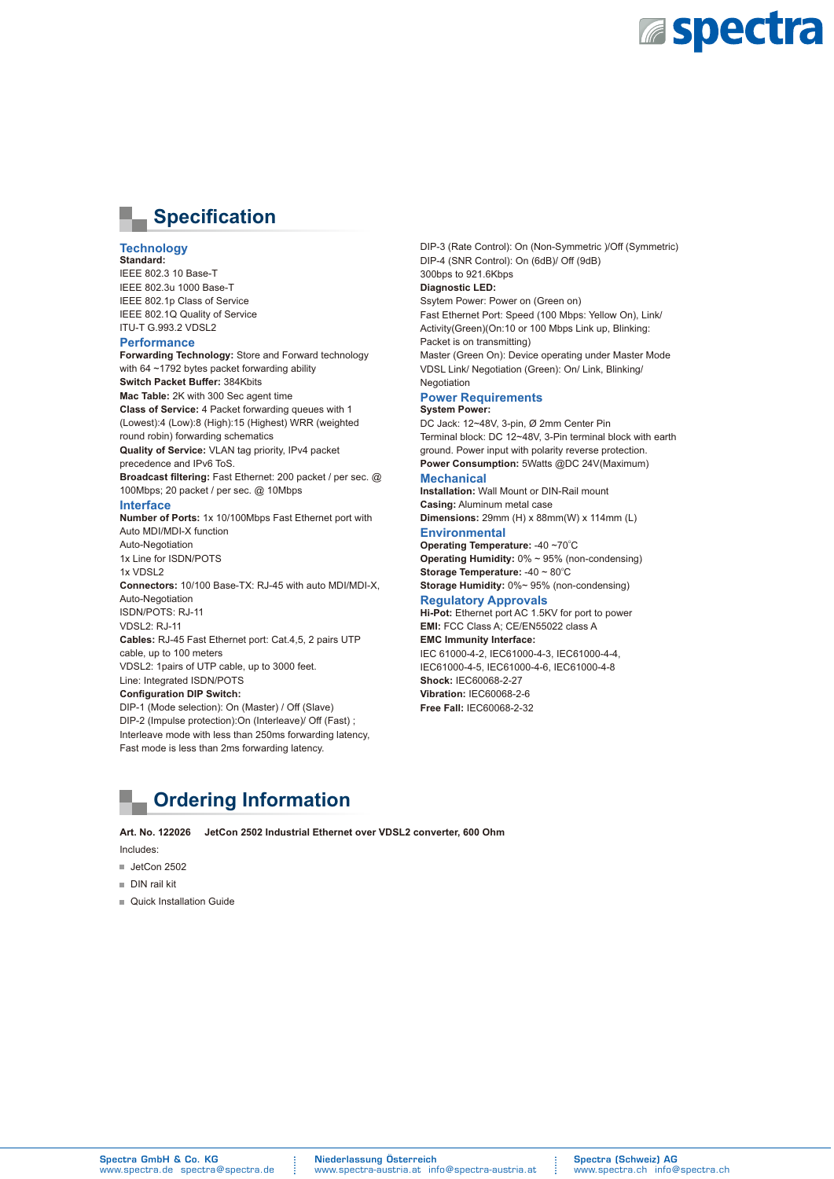## Specification

### Technology

**Standard:**
IEEE 802.3 10 Base-T
IEEE 802.3u 1000 Base-T
IEEE 802.1p Class of Service
IEEE 802.1Q Quality of Service
ITU-T G.993.2 VDSL2

### Performance

**Forwarding Technology:** Store and Forward technology with 64 ~1792 bytes packet forwarding ability
**Switch Packet Buffer:** 384Kbits
**Mac Table:** 2K with 300 Sec agent time
**Class of Service:** 4 Packet forwarding queues with 1 (Lowest):4 (Low):8 (High):15 (Highest) WRR (weighted round robin) forwarding schematics
**Quality of Service:** VLAN tag priority, IPv4 packet precedence and IPv6 ToS.
**Broadcast filtering:** Fast Ethernet: 200 packet / per sec. @ 100Mbps; 20 packet / per sec. @ 10Mbps

### Interface

**Number of Ports:** 1x 10/100Mbps Fast Ethernet port with Auto MDI/MDI-X function
Auto-Negotiation
1x Line for ISDN/POTS
1x VDSL2
**Connectors:** 10/100 Base-TX: RJ-45 with auto MDI/MDI-X, Auto-Negotiation
ISDN/POTS: RJ-11
VDSL2: RJ-11
**Cables:** RJ-45 Fast Ethernet port: Cat.4,5, 2 pairs UTP cable, up to 100 meters
VDSL2: 1pairs of UTP cable, up to 3000 feet.
Line: Integrated ISDN/POTS
**Configuration DIP Switch:**
DIP-1 (Mode selection): On (Master) / Off (Slave)
DIP-2 (Impulse protection):On (Interleave)/ Off (Fast) ; Interleave mode with less than 250ms forwarding latency, Fast mode is less than 2ms forwarding latency.
DIP-3 (Rate Control): On (Non-Symmetric )/Off (Symmetric)
DIP-4 (SNR Control): On (6dB)/ Off (9dB)
300bps to 921.6Kbps
**Diagnostic LED:**
Ssytem Power: Power on (Green on)
Fast Ethernet Port: Speed (100 Mbps: Yellow On), Link/ Activity(Green)(On:10 or 100 Mbps Link up, Blinking: Packet is on transmitting)
Master (Green On): Device operating under Master Mode
VDSL Link/ Negotiation (Green): On/ Link, Blinking/ Negotiation

### Power Requirements

**System Power:**
DC Jack: 12~48V, 3-pin, Ø 2mm Center Pin
Terminal block: DC 12~48V, 3-Pin terminal block with earth ground. Power input with polarity reverse protection.
**Power Consumption:** 5Watts @DC 24V(Maximum)

### Mechanical

**Installation:** Wall Mount or DIN-Rail mount
**Casing:** Aluminum metal case
**Dimensions:** 29mm (H) x 88mm(W) x 114mm (L)

### Environmental

**Operating Temperature:** -40 ~70°C
**Operating Humidity:** 0% ~ 95% (non-condensing)
**Storage Temperature:** -40 ~ 80°C
**Storage Humidity:** 0%~ 95% (non-condensing)

### Regulatory Approvals

**Hi-Pot:** Ethernet port AC 1.5KV for port to power
**EMI:** FCC Class A; CE/EN55022 class A
**EMC Immunity Interface:**
IEC 61000-4-2, IEC61000-4-3, IEC61000-4-4, IEC61000-4-5, IEC61000-4-6, IEC61000-4-8
**Shock:** IEC60068-2-27
**Vibration:** IEC60068-2-6
**Free Fall:** IEC60068-2-32

## Ordering Information

**Art. No. 122026 JetCon 2502 Industrial Ethernet over VDSL2 converter, 600 Ohm**

Includes:

- JetCon 2502
- DIN rail kit
- Quick Installation Guide

**Spectra GmbH & Co. KG** www.spectra.de spectra@spectra.de | **Niederlassung Österreich** www.spectra-austria.at info@spectra-austria.at | **Spectra (Schweiz) AG** www.spectra.ch info@spectra.ch